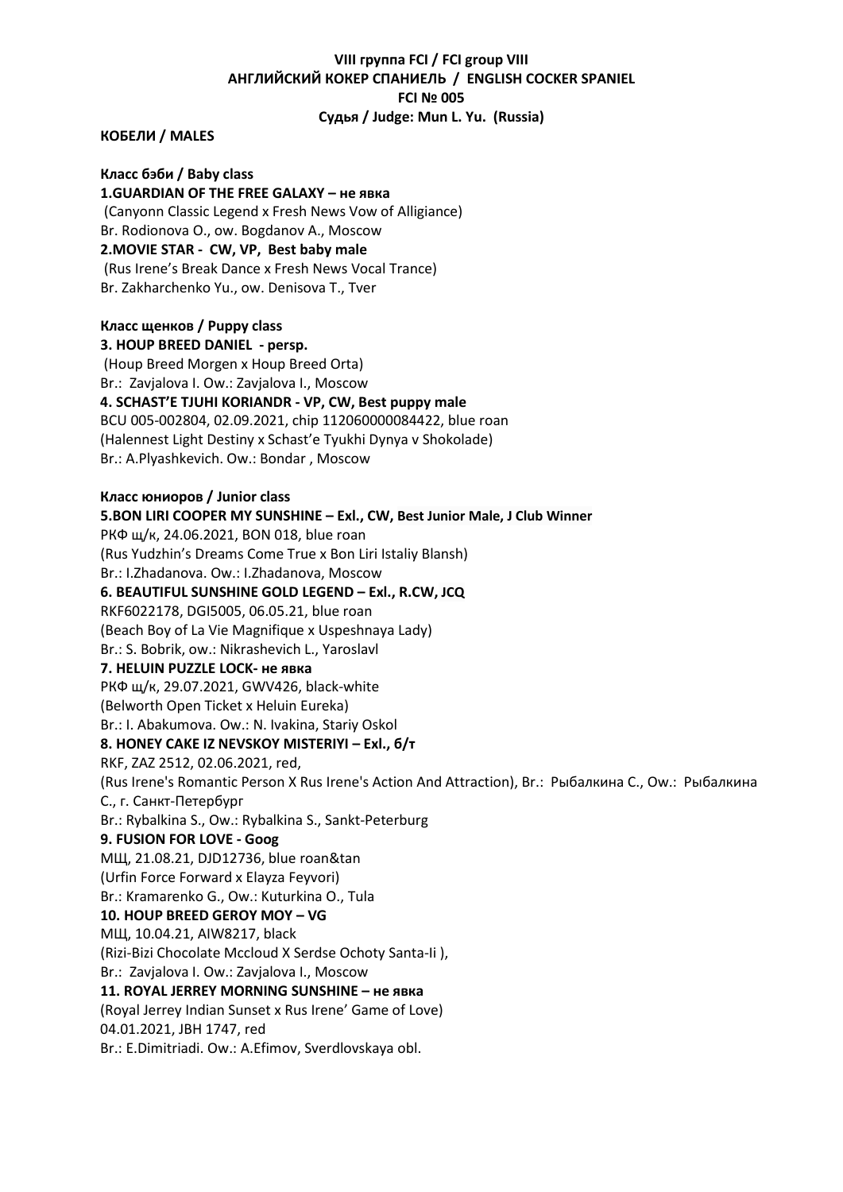**VIII группа FCI / FCI group VIII**
**АНГЛИЙСКИЙ КОКЕР СПАНИЕЛЬ / ENGLISH COCKER SPANIEL**
**FCI № 005**
**Судья / Judge: Mun L. Yu. (Russia)**

**КОБЕЛИ / MALES**

**Класс бэби / Baby class**

**1.GUARDIAN OF THE FREE GALAXY – не явка**
(Canyonn Classic Legend x Fresh News Vow of Alligiance)
Br. Rodionova O., ow. Bogdanov A., Moscow

**2.MOVIE STAR - CW, VP, Best baby male**
(Rus Irene's Break Dance x Fresh News Vocal Trance)
Br. Zakharchenko Yu., ow. Denisova T., Tver

**Класс щенков / Puppy class**

**3. HOUP BREED DANIEL - persp.**
(Houp Breed Morgen x Houp Breed Orta)
Br.: Zavjalova I. Ow.: Zavjalova I., Moscow

**4. SCHAST'E TJUHI KORIANDR - VP, CW, Best puppy male**
BCU 005-002804, 02.09.2021, chip 112060000084422, blue roan
(Halennest Light Destiny x Schast'e Tyukhi Dynya v Shokolade)
Br.: A.Plyashkevich. Ow.: Bondar , Moscow

**Класс юниоров / Junior class**

**5.BON LIRI COOPER MY SUNSHINE – Exl., CW, Best Junior Male, J Club Winner**
РКФ щ/к, 24.06.2021, BON 018, blue roan
(Rus Yudzhin's Dreams Come True x Bon Liri Istaliy Blansh)
Br.: I.Zhadanova. Ow.: I.Zhadanova, Moscow

**6. BEAUTIFUL SUNSHINE GOLD LEGEND – Exl., R.CW, JCQ**
RKF6022178, DGI5005, 06.05.21, blue roan
(Beach Boy of La Vie Magnifique x Uspeshnaya Lady)
Br.: S. Bobrik, ow.: Nikrashevich L., Yaroslavl

**7. HELUIN PUZZLE LOCK- не явка**
РКФ щ/к, 29.07.2021, GWV426, black-white
(Belworth Open Ticket x Heluin Eureka)
Br.: I. Abakumova. Ow.: N. Ivakina, Stariy Oskol

**8. HONEY CAKE IZ NEVSKOY MISTERIYI – Exl., б/т**
RKF, ZAZ 2512, 02.06.2021, red,
(Rus Irene's Romantic Person X Rus Irene's Action And Attraction), Br.: Рыбалкина С., Ow.: Рыбалкина С., г. Санкт-Петербург
Br.: Rybalkina S., Ow.: Rybalkina S., Sankt-Peterburg

**9. FUSION FOR LOVE - Goog**
МЩ, 21.08.21, DJD12736, blue roan&tan
(Urfin Force Forward x Elayza Feyvori)
Br.: Kramarenko G., Ow.: Kuturkina O., Tula

**10. HOUP BREED GEROY MOY – VG**
МЩ, 10.04.21, AIW8217, black
(Rizi-Bizi Chocolate Mccloud X Serdse Ochoty Santa-Ii ),
Br.: Zavjalova I. Ow.: Zavjalova I., Moscow

**11. ROYAL JERREY MORNING SUNSHINE – не явка**
(Royal Jerrey Indian Sunset x Rus Irene' Game of Love)
04.01.2021, JBH 1747, red
Br.: E.Dimitriadi. Ow.: A.Efimov, Sverdlovskaya obl.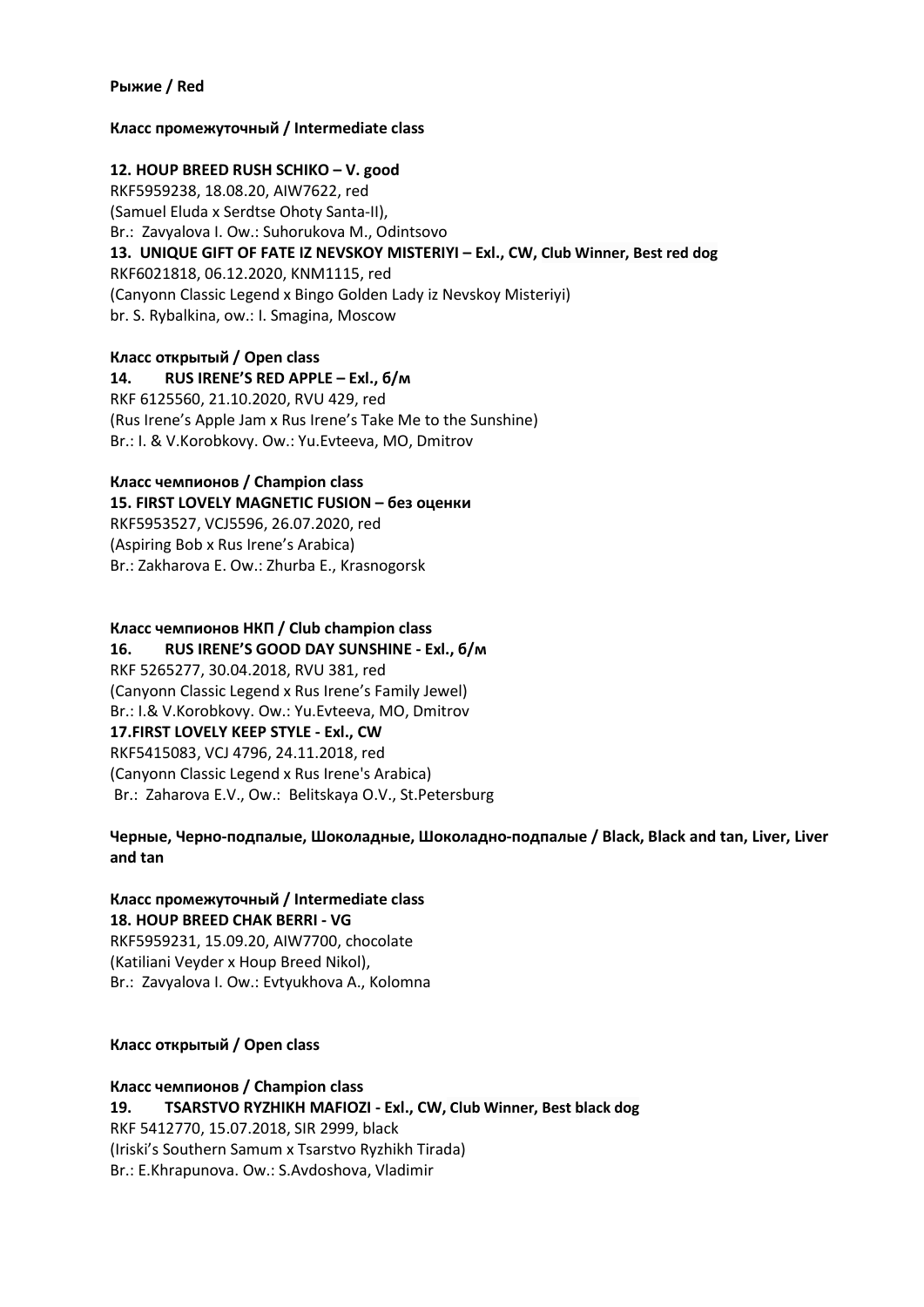**Рыжие / Red**

**Класс промежуточный / Intermediate class**

**12. HOUP BREED RUSH SCHIKO – V. good**
RKF5959238, 18.08.20, AIW7622, red
(Samuel Eluda x Serdtse Ohoty Santa-II),
Br.: Zavyalova I. Ow.: Suhorukova M., Odintsovo

**13. UNIQUE GIFT OF FATE IZ NEVSKOY MISTERIYI – Exl., CW, Club Winner, Best red dog**
RKF6021818, 06.12.2020, KNM1115, red
(Canyonn Classic Legend x Bingo Golden Lady iz Nevskoy Misteriyi)
br. S. Rybalkina, ow.: I. Smagina, Moscow

**Класс открытый / Open class**

**14. RUS IRENE'S RED APPLE – Exl., б/м**
RKF 6125560, 21.10.2020, RVU 429, red
(Rus Irene's Apple Jam x Rus Irene's Take Me to the Sunshine)
Br.: I. & V.Korobkovy. Ow.: Yu.Evteeva, MO, Dmitrov

**Класс чемпионов / Champion class**

**15. FIRST LOVELY MAGNETIC FUSION – без оценки**
RKF5953527, VCJ5596, 26.07.2020, red
(Aspiring Bob x Rus Irene's Arabica)
Br.: Zakharova E. Ow.: Zhurba E., Krasnogorsk

**Класс чемпионов НКП / Club champion class**

**16. RUS IRENE'S GOOD DAY SUNSHINE - Exl., б/м**
RKF 5265277, 30.04.2018, RVU 381, red
(Canyonn Classic Legend x Rus Irene's Family Jewel)
Br.: I.& V.Korobkovy. Ow.: Yu.Evteeva, MO, Dmitrov

**17. FIRST LOVELY KEEP STYLE - Exl., CW**
RKF5415083, VCJ 4796, 24.11.2018, red
(Canyonn Classic Legend x Rus Irene's Arabica)
Br.: Zaharova E.V., Ow.: Belitskaya O.V., St.Petersburg

**Черные, Черно-подпалые, Шоколадные, Шоколадно-подпалые / Black, Black and tan, Liver, Liver and tan**

**Класс промежуточный / Intermediate class**

**18. HOUP BREED CHAK BERRI - VG**
RKF5959231, 15.09.20, AIW7700, chocolate
(Katiliani Veyder x Houp Breed Nikol),
Br.: Zavyalova I. Ow.: Evtyukhova A., Kolomna

**Класс открытый / Open class**

**Класс чемпионов / Champion class**

**19. TSARSTVO RYZHIKH MAFIOZI - Exl., CW, Club Winner, Best black dog**
RKF 5412770, 15.07.2018, SIR 2999, black
(Iriski's Southern Samum x Tsarstvo Ryzhikh Tirada)
Br.: E.Khrapunova. Ow.: S.Avdoshova, Vladimir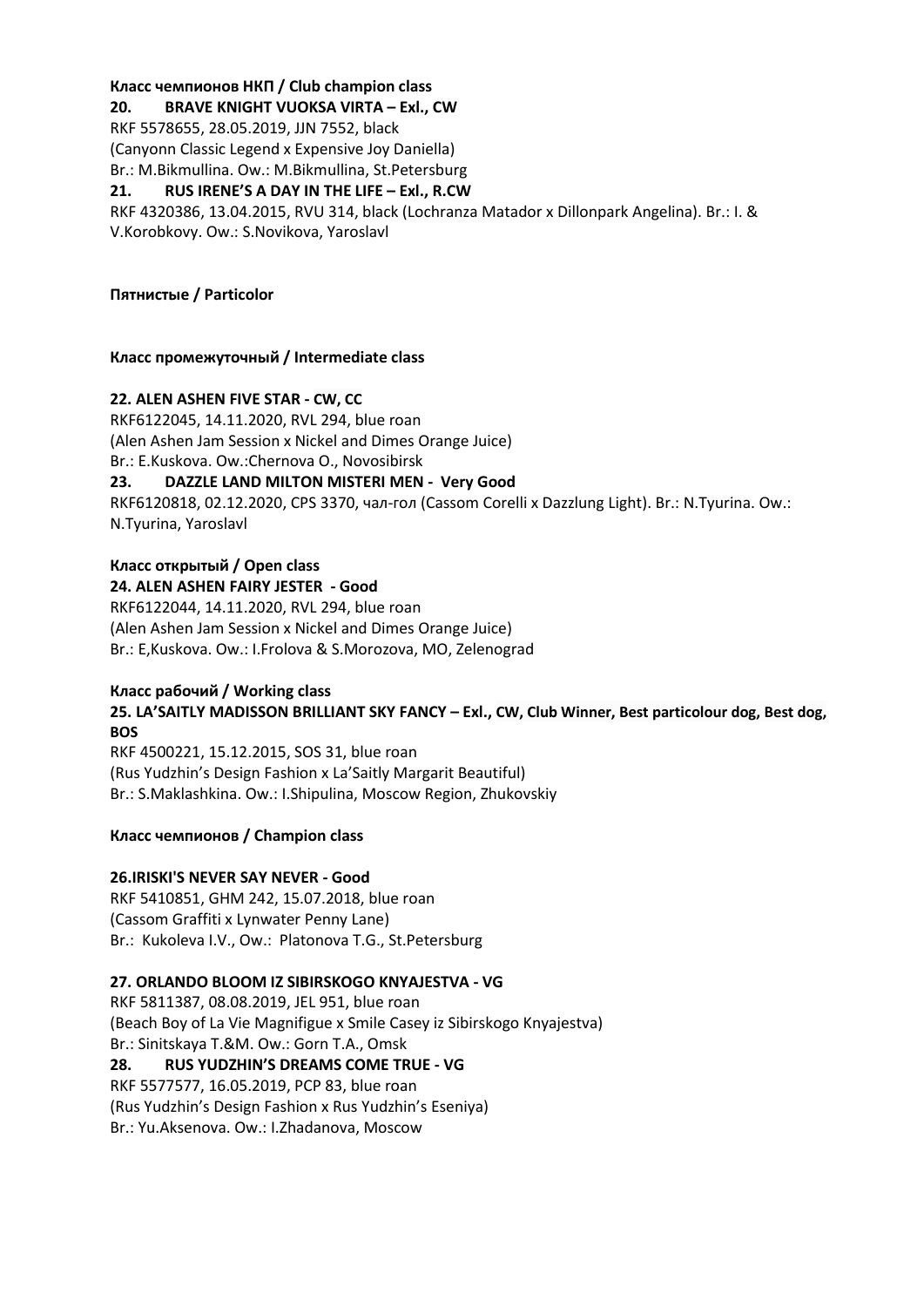**Класс чемпионов НКП / Club champion class**

**20. BRAVE KNIGHT VUOKSA VIRTA – Exl., CW**

RKF 5578655, 28.05.2019, JJN 7552, black
(Canyonn Classic Legend x Expensive Joy Daniella)
Br.: M.Bikmullina. Ow.: M.Bikmullina, St.Petersburg

**21. RUS IRENE'S A DAY IN THE LIFE – Exl., R.CW**

RKF 4320386, 13.04.2015, RVU 314, black (Lochranza Matador x Dillonpark Angelina). Br.: I. & V.Korobkovy. Ow.: S.Novikova, Yaroslavl

**Пятнистые / Particolor**

**Класс промежуточный / Intermediate class**

**22. ALEN ASHEN FIVE STAR - CW, CC**

RKF6122045, 14.11.2020, RVL 294, blue roan
(Alen Ashen Jam Session x Nickel and Dimes Orange Juice)
Br.: E.Kuskova. Ow.:Chernova O., Novosibirsk

**23. DAZZLE LAND MILTON MISTERI MEN - Very Good**

RKF6120818, 02.12.2020, CPS 3370, чал-гол (Cassom Corelli x Dazzlung Light). Br.: N.Tyurina. Ow.: N.Tyurina, Yaroslavl

**Класс открытый / Open class**

**24. ALEN ASHEN FAIRY JESTER - Good**

RKF6122044, 14.11.2020, RVL 294, blue roan
(Alen Ashen Jam Session x Nickel and Dimes Orange Juice)
Br.: E,Kuskova. Ow.: I.Frolova & S.Morozova, MO, Zelenograd

**Класс рабочий / Working class**

**25. LA'SAITLY MADISSON BRILLIANT SKY FANCY – Exl., CW, Club Winner, Best particolour dog, Best dog, BOS**

RKF 4500221, 15.12.2015, SOS 31, blue roan
(Rus Yudzhin's Design Fashion x La'Saitly Margarit Beautiful)
Br.: S.Maklashkina. Ow.: I.Shipulina, Moscow Region, Zhukovskiy

**Класс чемпионов / Champion class**

**26.IRISKI'S NEVER SAY NEVER - Good**

RKF 5410851, GHM 242, 15.07.2018, blue roan
(Cassom Graffiti x Lynwater Penny Lane)
Br.: Kukoleva I.V., Ow.: Platonova T.G., St.Petersburg

**27. ORLANDO BLOOM IZ SIBIRSKOGO KNYAJESTVA - VG**

RKF 5811387, 08.08.2019, JEL 951, blue roan
(Beach Boy of La Vie Magnifigue x Smile Casey iz Sibirskogo Knyajestva)
Br.: Sinitskaya T.&M. Ow.: Gorn T.A., Omsk

**28. RUS YUDZHIN'S DREAMS COME TRUE - VG**

RKF 5577577, 16.05.2019, PCP 83, blue roan
(Rus Yudzhin's Design Fashion x Rus Yudzhin's Eseniya)
Br.: Yu.Aksenova. Ow.: I.Zhadanova, Moscow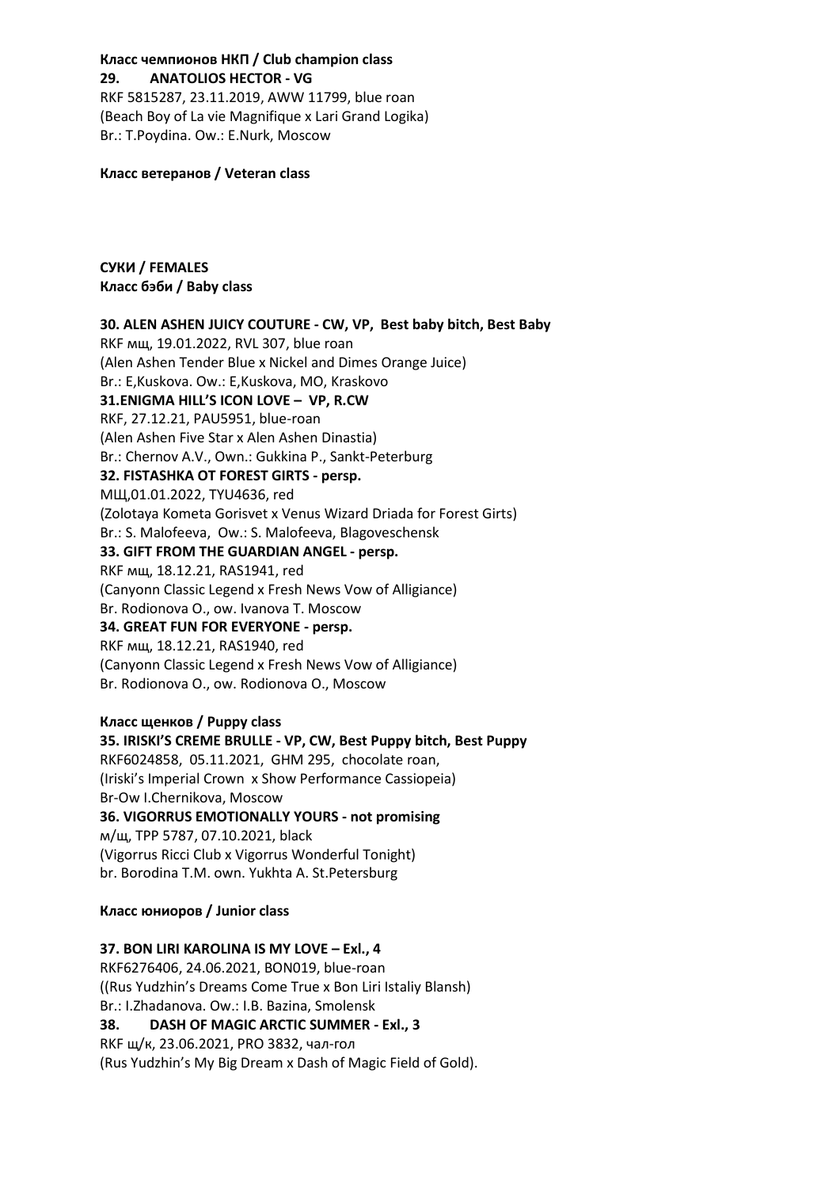**Класс чемпионов НКП / Club champion class**

**29. ANATOLIOS HECTOR - VG**
RKF 5815287, 23.11.2019, AWW 11799, blue roan
(Beach Boy of La vie Magnifique x Lari Grand Logika)
Br.: T.Poydina. Ow.: E.Nurk, Moscow

**Класс ветеранов / Veteran class**

**СУКИ / FEMALES**

**Класс бэби / Baby class**

**30. ALEN ASHEN JUICY COUTURE - CW, VP, Best baby bitch, Best Baby**
RKF мщ, 19.01.2022, RVL 307, blue roan
(Alen Ashen Tender Blue x Nickel and Dimes Orange Juice)
Br.: E,Kuskova. Ow.: E,Kuskova, MO, Kraskovo

**31.ENIGMA HILL'S ICON LOVE – VP, R.CW**
RKF, 27.12.21, PAU5951, blue-roan
(Alen Ashen Five Star x Alen Ashen Dinastia)
Br.: Chernov A.V., Own.: Gukkina P., Sankt-Peterburg

**32. FISTASHKA OT FOREST GIRTS - persp.**
МЩ,01.01.2022, TYU4636, red
(Zolotaya Kometa Gorisvet x Venus Wizard Driada for Forest Girts)
Br.: S. Malofeeva, Ow.: S. Malofeeva, Blagoveschensk

**33. GIFT FROM THE GUARDIAN ANGEL - persp.**
RKF мщ, 18.12.21, RAS1941, red
(Canyonn Classic Legend x Fresh News Vow of Alligiance)
Br. Rodionova O., ow. Ivanova T. Moscow

**34. GREAT FUN FOR EVERYONE - persp.**
RKF мщ, 18.12.21, RAS1940, red
(Canyonn Classic Legend x Fresh News Vow of Alligiance)
Br. Rodionova O., ow. Rodionova O., Moscow

**Класс щенков / Puppy class**

**35. IRISKI'S CREME BRULLE - VP, CW, Best Puppy bitch, Best Puppy**
RKF6024858, 05.11.2021, GHM 295, chocolate roan,
(Iriski's Imperial Crown x Show Performance Cassiopeia)
Br-Ow I.Chernikova, Moscow

**36. VIGORRUS EMOTIONALLY YOURS - not promising**
м/щ, TPP 5787, 07.10.2021, black
(Vigorrus Ricci Club x Vigorrus Wonderful Tonight)
br. Borodina T.M. own. Yukhta A. St.Petersburg

**Класс юниоров / Junior class**

**37. BON LIRI KAROLINA IS MY LOVE – Exl., 4**
RKF6276406, 24.06.2021, BON019, blue-roan
((Rus Yudzhin's Dreams Come True x Bon Liri Istaliy Blansh)
Br.: I.Zhadanova. Ow.: I.B. Bazina, Smolensk

**38. DASH OF MAGIC ARCTIC SUMMER - Exl., 3**
RKF щ/к, 23.06.2021, PRO 3832, чал-гол
(Rus Yudzhin's My Big Dream x Dash of Magic Field of Gold).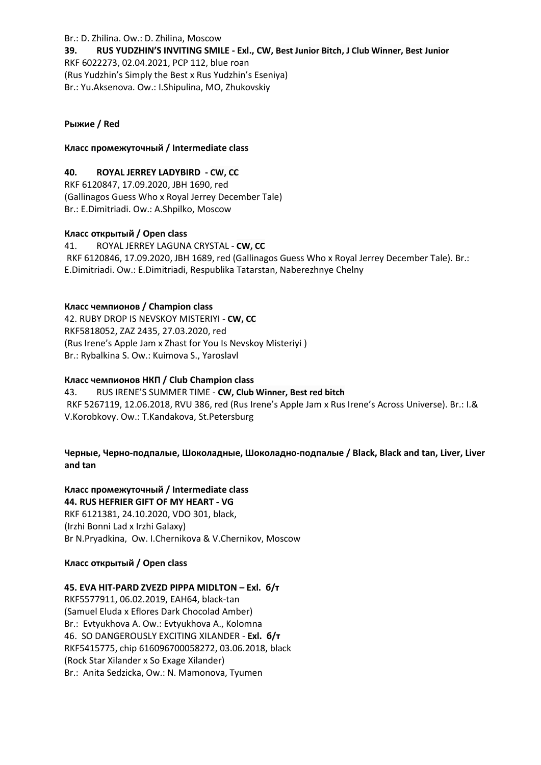Br.: D. Zhilina. Ow.: D. Zhilina, Moscow

**39. RUS YUDZHIN'S INVITING SMILE - Exl., CW, Best Junior Bitch, J Club Winner, Best Junior**
RKF 6022273, 02.04.2021, PCP 112, blue roan
(Rus Yudzhin's Simply the Best x Rus Yudzhin's Eseniya)
Br.: Yu.Aksenova. Ow.: I.Shipulina, MO, Zhukovskiy

**Рыжие / Red**

**Класс промежуточный / Intermediate class**

**40. ROYAL JERREY LADYBIRD - CW, CC**
RKF 6120847, 17.09.2020, JBH 1690, red
(Gallinagos Guess Who x Royal Jerrey December Tale)
Br.: E.Dimitriadi. Ow.: A.Shpilko, Moscow

**Класс открытый / Open class**

41. ROYAL JERREY LAGUNA CRYSTAL - **CW, CC**
RKF 6120846, 17.09.2020, JBH 1689, red (Gallinagos Guess Who x Royal Jerrey December Tale). Br.: E.Dimitriadi. Ow.: E.Dimitriadi, Respublika Tatarstan, Naberezhnye Chelny

**Класс чемпионов / Champion class**

42. RUBY DROP IS NEVSKOY MISTERIYI - **CW, CC**
RKF5818052, ZAZ 2435, 27.03.2020, red
(Rus Irene's Apple Jam x Zhast for You Is Nevskoy Misteriyi )
Br.: Rybalkina S. Ow.: Kuimova S., Yaroslavl

**Класс чемпионов НКП / Club Champion class**

43. RUS IRENE'S SUMMER TIME - **CW, Club Winner, Best red bitch**
RKF 5267119, 12.06.2018, RVU 386, red (Rus Irene's Apple Jam x Rus Irene's Across Universe). Br.: I.& V.Korobkovy. Ow.: T.Kandakova, St.Petersburg

**Черные, Черно-подпалые, Шоколадные, Шоколадно-подпалые / Black, Black and tan, Liver, Liver and tan**

**Класс промежуточный / Intermediate class**

**44. RUS HEFRIER GIFT OF MY HEART - VG**
RKF 6121381, 24.10.2020, VDO 301, black,
(Irzhi Bonni Lad x Irzhi Galaxy)
Br N.Pryadkina, Ow. I.Chernikova & V.Chernikov, Moscow

**Класс открытый / Open class**

**45. EVA HIT-PARD ZVEZD PIPPA MIDLTON – Exl. б/т**
RKF5577911, 06.02.2019, EAH64, black-tan
(Samuel Eluda x Eflores Dark Chocolad Amber)
Br.: Evtyukhova A. Ow.: Evtyukhova A., Kolomna

46. SO DANGEROUSLY EXCITING XILANDER - **Exl. б/т**
RKF5415775, chip 616096700058272, 03.06.2018, black
(Rock Star Xilander x So Exage Xilander)
Br.: Anita Sedzicka, Ow.: N. Mamonova, Tyumen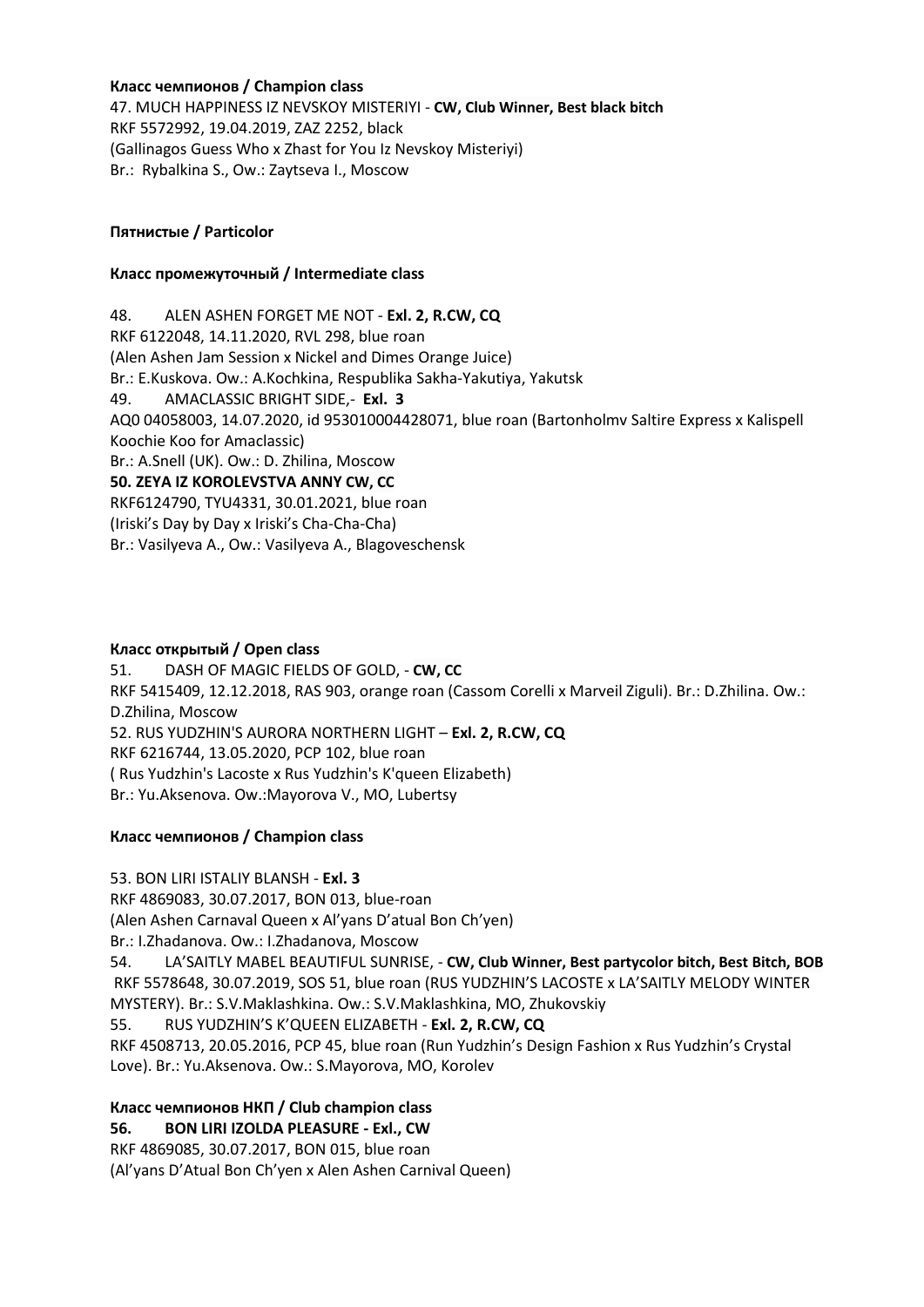**Класс чемпионов / Champion class**

47. MUCH HAPPINESS IZ NEVSKOY MISTERIYI - **CW, Club Winner, Best black bitch**
RKF 5572992, 19.04.2019, ZAZ 2252, black
(Gallinagos Guess Who x Zhast for You Iz Nevskoy Misteriyi)
Br.: Rybalkina S., Ow.: Zaytseva I., Moscow

**Пятнистые / Particolor**

**Класс промежуточный / Intermediate class**

48. ALEN ASHEN FORGET ME NOT - **Exl. 2, R.CW, CQ**
RKF 6122048, 14.11.2020, RVL 298, blue roan
(Alen Ashen Jam Session x Nickel and Dimes Orange Juice)
Br.: E.Kuskova. Ow.: A.Kochkina, Respublika Sakha-Yakutiya, Yakutsk

49. AMACLASSIC BRIGHT SIDE,- **Exl. 3**
AQ0 04058003, 14.07.2020, id 953010004428071, blue roan (Bartonholmv Saltire Express x Kalispell Koochie Koo for Amaclassic)
Br.: A.Snell (UK). Ow.: D. Zhilina, Moscow

**50. ZEYA IZ KOROLEVSTVA ANNY CW, CC**
RKF6124790, TYU4331, 30.01.2021, blue roan
(Iriski's Day by Day x Iriski's Cha-Cha-Cha)
Br.: Vasilyeva A., Ow.: Vasilyeva A., Blagoveschensk

**Класс открытый / Open class**

51. DASH OF MAGIC FIELDS OF GOLD, - **CW, CC**
RKF 5415409, 12.12.2018, RAS 903, orange roan (Cassom Corelli x Marveil Ziguli). Br.: D.Zhilina. Ow.: D.Zhilina, Moscow

52. RUS YUDZHIN'S AURORA NORTHERN LIGHT – **Exl. 2, R.CW, CQ**
RKF 6216744, 13.05.2020, PCP 102, blue roan
( Rus Yudzhin's Lacoste x Rus Yudzhin's K'queen Elizabeth)
Br.: Yu.Aksenova. Ow.:Mayorova V., MO, Lubertsy

**Класс чемпионов / Champion class**

53. BON LIRI ISTALIY BLANSH - **Exl. 3**
RKF 4869083, 30.07.2017, BON 013, blue-roan
(Alen Ashen Carnaval Queen x Al'yans D'atual Bon Ch'yen)
Br.: I.Zhadanova. Ow.: I.Zhadanova, Moscow

54. LA'SAITLY MABEL BEAUTIFUL SUNRISE, - **CW, Club Winner, Best partycolor bitch, Best Bitch, BOB**
RKF 5578648, 30.07.2019, SOS 51, blue roan (RUS YUDZHIN'S LACOSTE x LA'SAITLY MELODY WINTER MYSTERY). Br.: S.V.Maklashkina. Ow.: S.V.Maklashkina, MO, Zhukovskiy

55. RUS YUDZHIN'S K'QUEEN ELIZABETH - **Exl. 2, R.CW, CQ**
RKF 4508713, 20.05.2016, PCP 45, blue roan (Run Yudzhin's Design Fashion x Rus Yudzhin's Crystal Love). Br.: Yu.Aksenova. Ow.: S.Mayorova, MO, Korolev

**Класс чемпионов НКП / Club champion class**

**56. BON LIRI IZOLDA PLEASURE - Exl., CW**
RKF 4869085, 30.07.2017, BON 015, blue roan
(Al'yans D'Atual Bon Ch'yen x Alen Ashen Carnival Queen)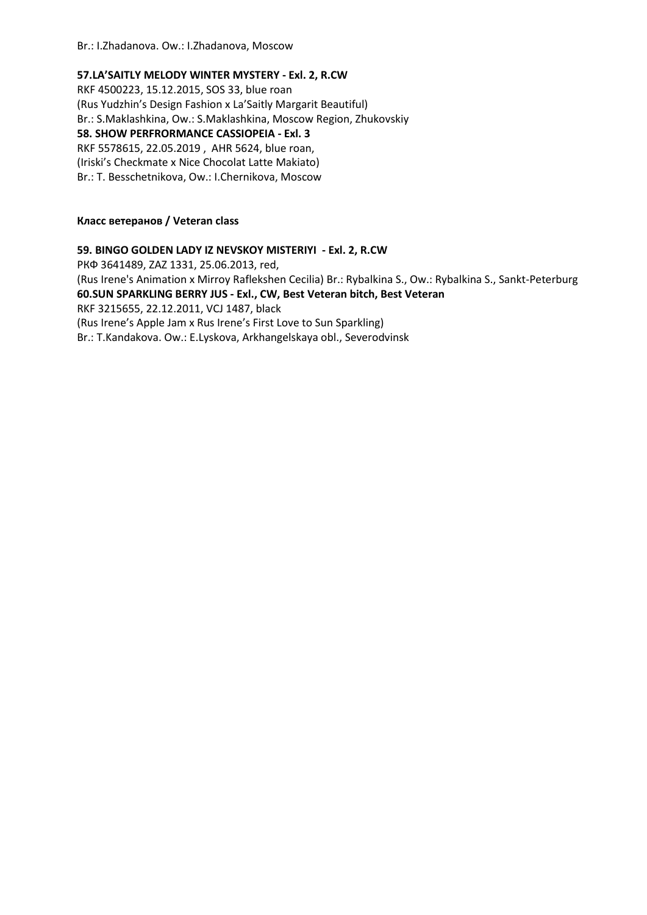Br.: I.Zhadanova. Ow.: I.Zhadanova, Moscow

**57.LA'SAITLY MELODY WINTER MYSTERY - Exl. 2, R.CW**
RKF 4500223, 15.12.2015, SOS 33, blue roan
(Rus Yudzhin's Design Fashion x La'Saitly Margarit Beautiful)
Br.: S.Maklashkina, Ow.: S.Maklashkina, Moscow Region, Zhukovskiy
**58. SHOW PERFRORMANCE CASSIOPEIA - Exl. 3**
RKF 5578615, 22.05.2019 , AHR 5624, blue roan,
(Iriski's Checkmate x Nice Chocolat Latte Makiato)
Br.: T. Besschetnikova, Ow.: I.Chernikova, Moscow

**Класс ветеранов / Veteran class**

**59. BINGO GOLDEN LADY IZ NEVSKOY MISTERIYI - Exl. 2, R.CW**
РКФ 3641489, ZAZ 1331, 25.06.2013, red,
(Rus Irene's Animation x Mirroy Raflekshen Cecilia) Br.: Rybalkina S., Ow.: Rybalkina S., Sankt-Peterburg
**60.SUN SPARKLING BERRY JUS - Exl., CW, Best Veteran bitch, Best Veteran**
RKF 3215655, 22.12.2011, VCJ 1487, black
(Rus Irene's Apple Jam x Rus Irene's First Love to Sun Sparkling)
Br.: T.Kandakova. Ow.: E.Lyskova, Arkhangelskaya obl., Severodvinsk